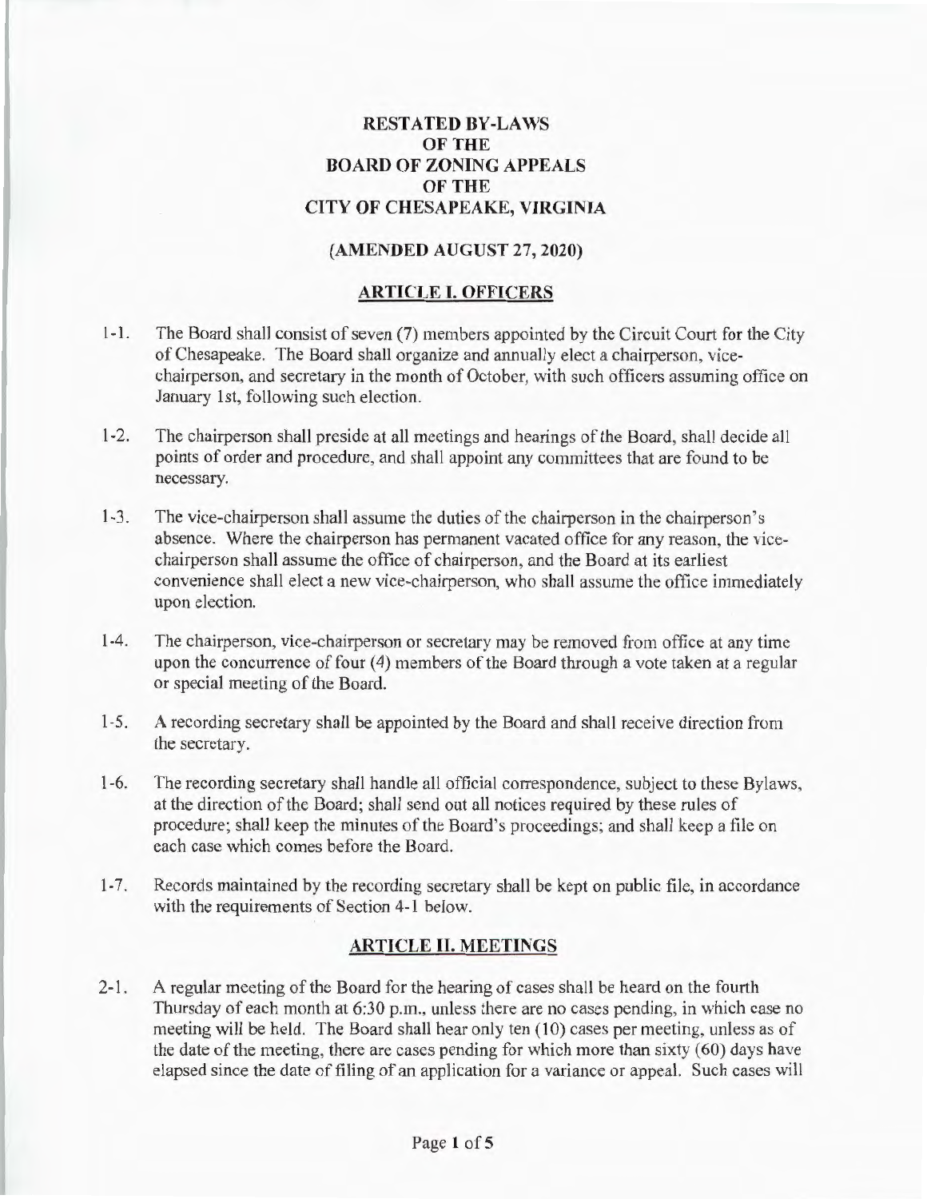# RESTATED BY-LAWS OF THE BOARD OF ZONING APPEALS OF THE CITY OF CHESAPEAKE, VIRGINIA

## (AMENDED AUGUST 27, 2020)

## ARTICLE I. OFFICERS

1-1. The Board shall consist of seven (7) members appointed by the Circuit Court for the City of Chesapeake. The Board shall organize and annually elect a chairperson, vice-chairperson, and secretary in the month of October, with such officers assuming office on January 1st, following such election.

1-2. The chairperson shall preside at all meetings and hearings of the Board, shall decide all points of order and procedure, and shall appoint any committees that are found to be necessary.

1-3. The vice-chairperson shall assume the duties of the chairperson in the chairperson's absence. Where the chairperson has permanent vacated office for any reason, the vice-chairperson shall assume the office of chairperson, and the Board at its earliest convenience shall elect a new vice-chairperson, who shall assume the office immediately upon election.

1-4. The chairperson, vice-chairperson or secretary may be removed from office at any time upon the concurrence of four (4) members of the Board through a vote taken at a regular or special meeting of the Board.

1-5. A recording secretary shall be appointed by the Board and shall receive direction from the secretary.

1-6. The recording secretary shall handle all official correspondence, subject to these Bylaws, at the direction of the Board; shall send out all notices required by these rules of procedure; shall keep the minutes of the Board's proceedings; and shall keep a file on each case which comes before the Board.

1-7. Records maintained by the recording secretary shall be kept on public file, in accordance with the requirements of Section 4-1 below.

## ARTICLE II. MEETINGS

2-1. A regular meeting of the Board for the hearing of cases shall be heard on the fourth Thursday of each month at 6:30 p.m., unless there are no cases pending, in which case no meeting will be held. The Board shall hear only ten (10) cases per meeting, unless as of the date of the meeting, there are cases pending for which more than sixty (60) days have elapsed since the date of filing of an application for a variance or appeal. Such cases will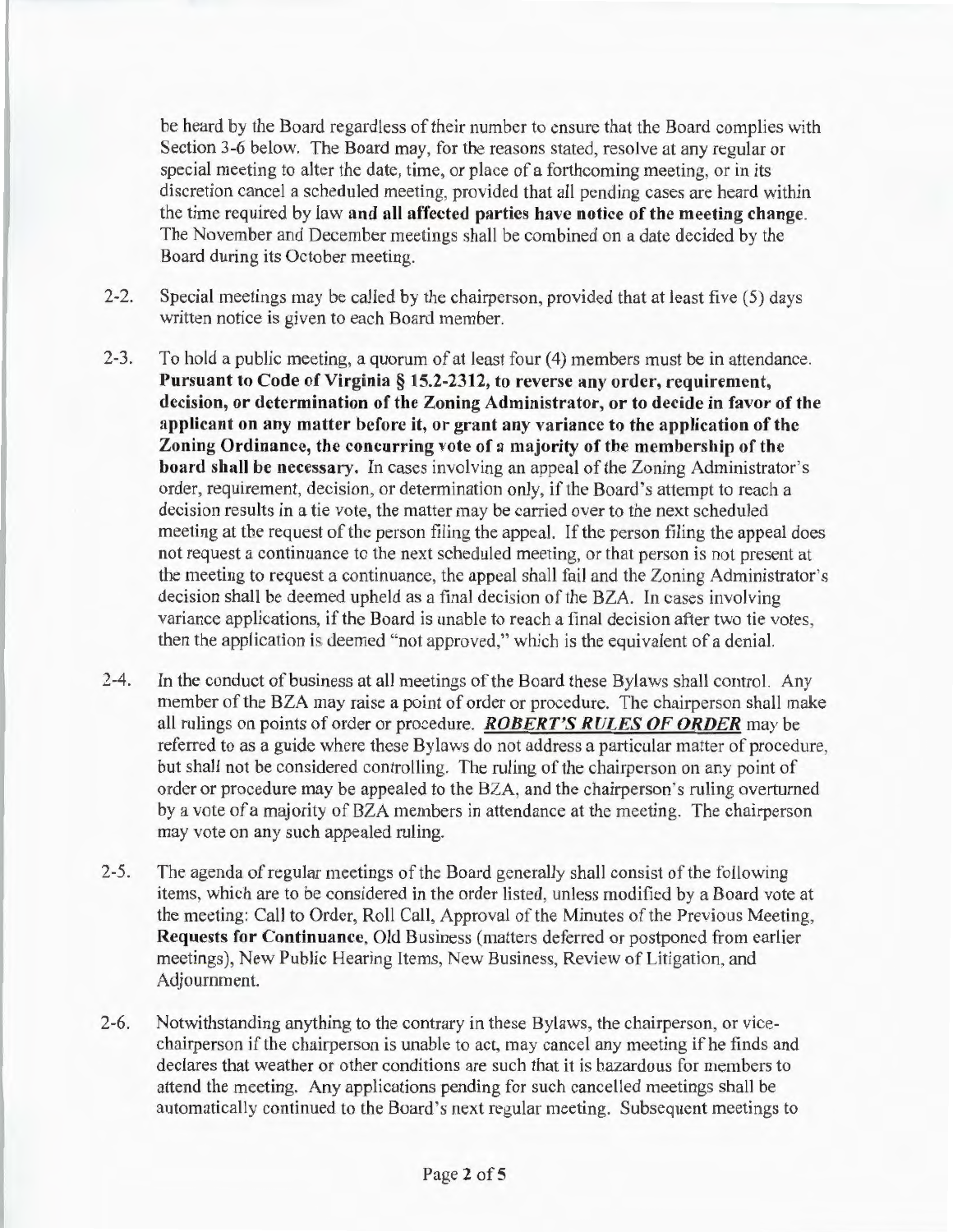be heard by the Board regardless of their number to ensure that the Board complies with Section 3-6 below. The Board may, for the reasons stated, resolve at any regular or special meeting to alter the date, time, or place of a forthcoming meeting, or in its discretion cancel a scheduled meeting, provided that all pending cases are heard within the time required by law **and all affected parties have notice of the meeting change**. The November and December meetings shall be combined on a date decided by the Board during its October meeting.

2-2. Special meetings may be called by the chairperson, provided that at least five (5) days written notice is given to each Board member.

2-3. To hold a public meeting, a quorum of at least four (4) members must be in attendance. **Pursuant to Code of Virginia § 15.2-2312, to reverse any order, requirement, decision, or determination of the Zoning Administrator, or to decide in favor of the applicant on any matter before it, or grant any variance to the application of the Zoning Ordinance, the concurring vote of a majority of the membership of the board shall be necessary.** In cases involving an appeal of the Zoning Administrator's order, requirement, decision, or determination only, if the Board's attempt to reach a decision results in a tie vote, the matter may be carried over to the next scheduled meeting at the request of the person filing the appeal. If the person filing the appeal does not request a continuance to the next scheduled meeting, or that person is not present at the meeting to request a continuance, the appeal shall fail and the Zoning Administrator's decision shall be deemed upheld as a final decision of the BZA. In cases involving variance applications, if the Board is unable to reach a final decision after two tie votes, then the application is deemed "not approved," which is the equivalent of a denial.

2-4. In the conduct of business at all meetings of the Board these Bylaws shall control. Any member of the BZA may raise a point of order or procedure. The chairperson shall make all rulings on points of order or procedure. ***ROBERT'S RULES OF ORDER*** may be referred to as a guide where these Bylaws do not address a particular matter of procedure, but shall not be considered controlling. The ruling of the chairperson on any point of order or procedure may be appealed to the BZA, and the chairperson's ruling overturned by a vote of a majority of BZA members in attendance at the meeting. The chairperson may vote on any such appealed ruling.

2-5. The agenda of regular meetings of the Board generally shall consist of the following items, which are to be considered in the order listed, unless modified by a Board vote at the meeting: Call to Order, Roll Call, Approval of the Minutes of the Previous Meeting, **Requests for Continuance**, Old Business (matters deferred or postponed from earlier meetings), New Public Hearing Items, New Business, Review of Litigation, and Adjournment.

2-6. Notwithstanding anything to the contrary in these Bylaws, the chairperson, or vice-chairperson if the chairperson is unable to act, may cancel any meeting if he finds and declares that weather or other conditions are such that it is hazardous for members to attend the meeting. Any applications pending for such cancelled meetings shall be automatically continued to the Board's next regular meeting. Subsequent meetings to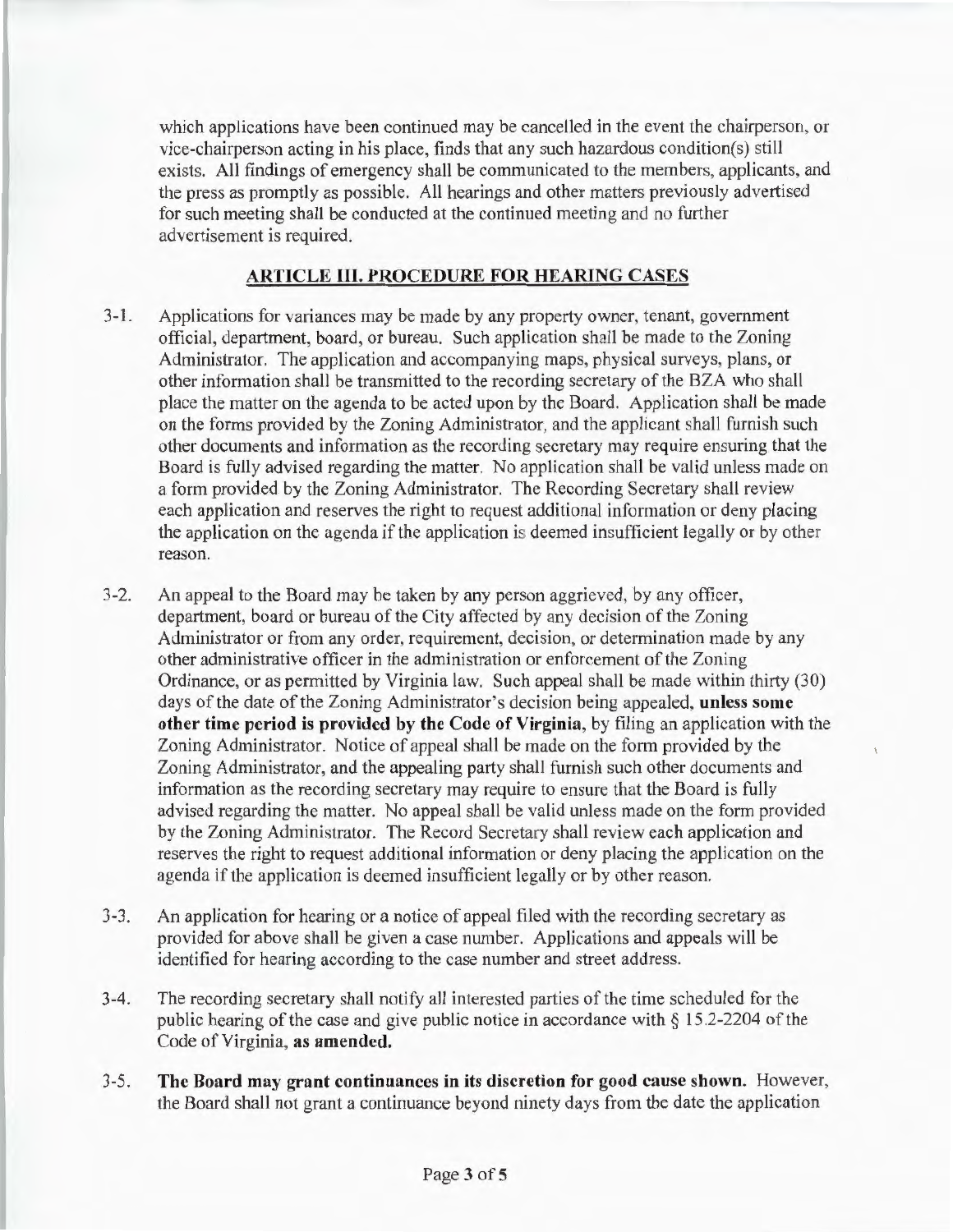which applications have been continued may be cancelled in the event the chairperson, or vice-chairperson acting in his place, finds that any such hazardous condition(s) still exists. All findings of emergency shall be communicated to the members, applicants, and the press as promptly as possible. All hearings and other matters previously advertised for such meeting shall be conducted at the continued meeting and no further advertisement is required.

## ARTICLE III. PROCEDURE FOR HEARING CASES

3-1. Applications for variances may be made by any property owner, tenant, government official, department, board, or bureau. Such application shall be made to the Zoning Administrator. The application and accompanying maps, physical surveys, plans, or other information shall be transmitted to the recording secretary of the BZA who shall place the matter on the agenda to be acted upon by the Board. Application shall be made on the forms provided by the Zoning Administrator, and the applicant shall furnish such other documents and information as the recording secretary may require ensuring that the Board is fully advised regarding the matter. No application shall be valid unless made on a form provided by the Zoning Administrator. The Recording Secretary shall review each application and reserves the right to request additional information or deny placing the application on the agenda if the application is deemed insufficient legally or by other reason.

3-2. An appeal to the Board may be taken by any person aggrieved, by any officer, department, board or bureau of the City affected by any decision of the Zoning Administrator or from any order, requirement, decision, or determination made by any other administrative officer in the administration or enforcement of the Zoning Ordinance, or as permitted by Virginia law. Such appeal shall be made within thirty (30) days of the date of the Zoning Administrator's decision being appealed, **unless some other time period is provided by the Code of Virginia**, by filing an application with the Zoning Administrator. Notice of appeal shall be made on the form provided by the Zoning Administrator, and the appealing party shall furnish such other documents and information as the recording secretary may require to ensure that the Board is fully advised regarding the matter. No appeal shall be valid unless made on the form provided by the Zoning Administrator. The Record Secretary shall review each application and reserves the right to request additional information or deny placing the application on the agenda if the application is deemed insufficient legally or by other reason.

3-3. An application for hearing or a notice of appeal filed with the recording secretary as provided for above shall be given a case number. Applications and appeals will be identified for hearing according to the case number and street address.

3-4. The recording secretary shall notify all interested parties of the time scheduled for the public hearing of the case and give public notice in accordance with § 15.2-2204 of the Code of Virginia, **as amended.**

3-5. **The Board may grant continuances in its discretion for good cause shown.** However, the Board shall not grant a continuance beyond ninety days from the date the application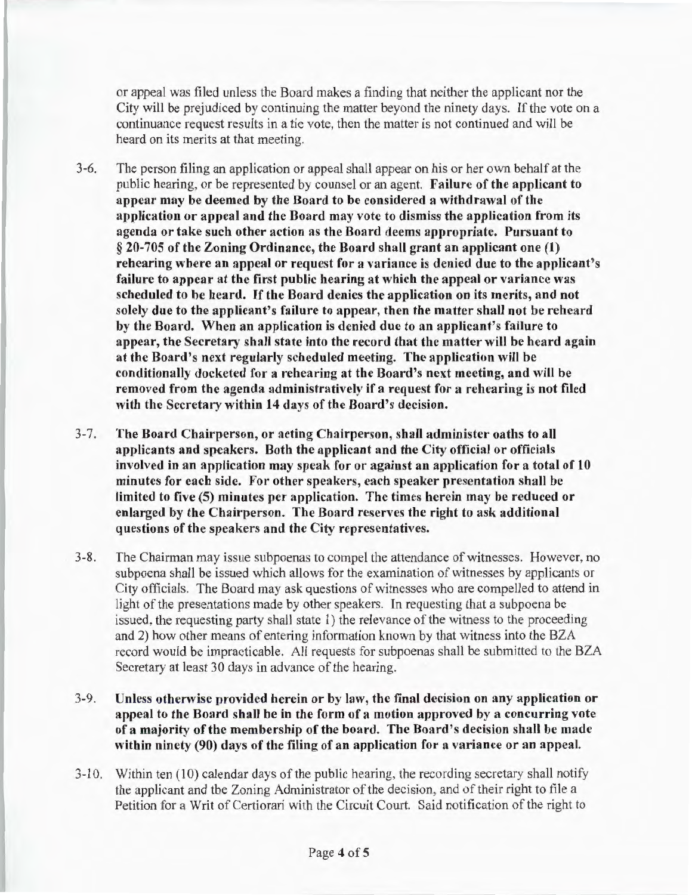or appeal was filed unless the Board makes a finding that neither the applicant nor the City will be prejudiced by continuing the matter beyond the ninety days. If the vote on a continuance request results in a tie vote, then the matter is not continued and will be heard on its merits at that meeting.

3-6. The person filing an application or appeal shall appear on his or her own behalf at the public hearing, or be represented by counsel or an agent. **Failure of the applicant to appear may be deemed by the Board to be considered a withdrawal of the application or appeal and the Board may vote to dismiss the application from its agenda or take such other action as the Board deems appropriate. Pursuant to § 20-705 of the Zoning Ordinance, the Board shall grant an applicant one (1) rehearing where an appeal or request for a variance is denied due to the applicant's failure to appear at the first public hearing at which the appeal or variance was scheduled to be heard. If the Board denies the application on its merits, and not solely due to the applicant's failure to appear, then the matter shall not be reheard by the Board. When an application is denied due to an applicant's failure to appear, the Secretary shall state into the record that the matter will be heard again at the Board's next regularly scheduled meeting. The application will be conditionally docketed for a rehearing at the Board's next meeting, and will be removed from the agenda administratively if a request for a rehearing is not filed with the Secretary within 14 days of the Board's decision.**

3-7. **The Board Chairperson, or acting Chairperson, shall administer oaths to all applicants and speakers. Both the applicant and the City official or officials involved in an application may speak for or against an application for a total of 10 minutes for each side. For other speakers, each speaker presentation shall be limited to five (5) minutes per application. The times herein may be reduced or enlarged by the Chairperson. The Board reserves the right to ask additional questions of the speakers and the City representatives.**

3-8. The Chairman may issue subpoenas to compel the attendance of witnesses. However, no subpoena shall be issued which allows for the examination of witnesses by applicants or City officials. The Board may ask questions of witnesses who are compelled to attend in light of the presentations made by other speakers. In requesting that a subpoena be issued, the requesting party shall state 1) the relevance of the witness to the proceeding and 2) how other means of entering information known by that witness into the BZA record would be impracticable. All requests for subpoenas shall be submitted to the BZA Secretary at least 30 days in advance of the hearing.

3-9. **Unless otherwise provided herein or by law, the final decision on any application or appeal to the Board shall be in the form of a motion approved by a concurring vote of a majority of the membership of the board. The Board's decision shall be made within ninety (90) days of the filing of an application for a variance or an appeal.**

3-10. Within ten (10) calendar days of the public hearing, the recording secretary shall notify the applicant and the Zoning Administrator of the decision, and of their right to file a Petition for a Writ of Certiorari with the Circuit Court. Said notification of the right to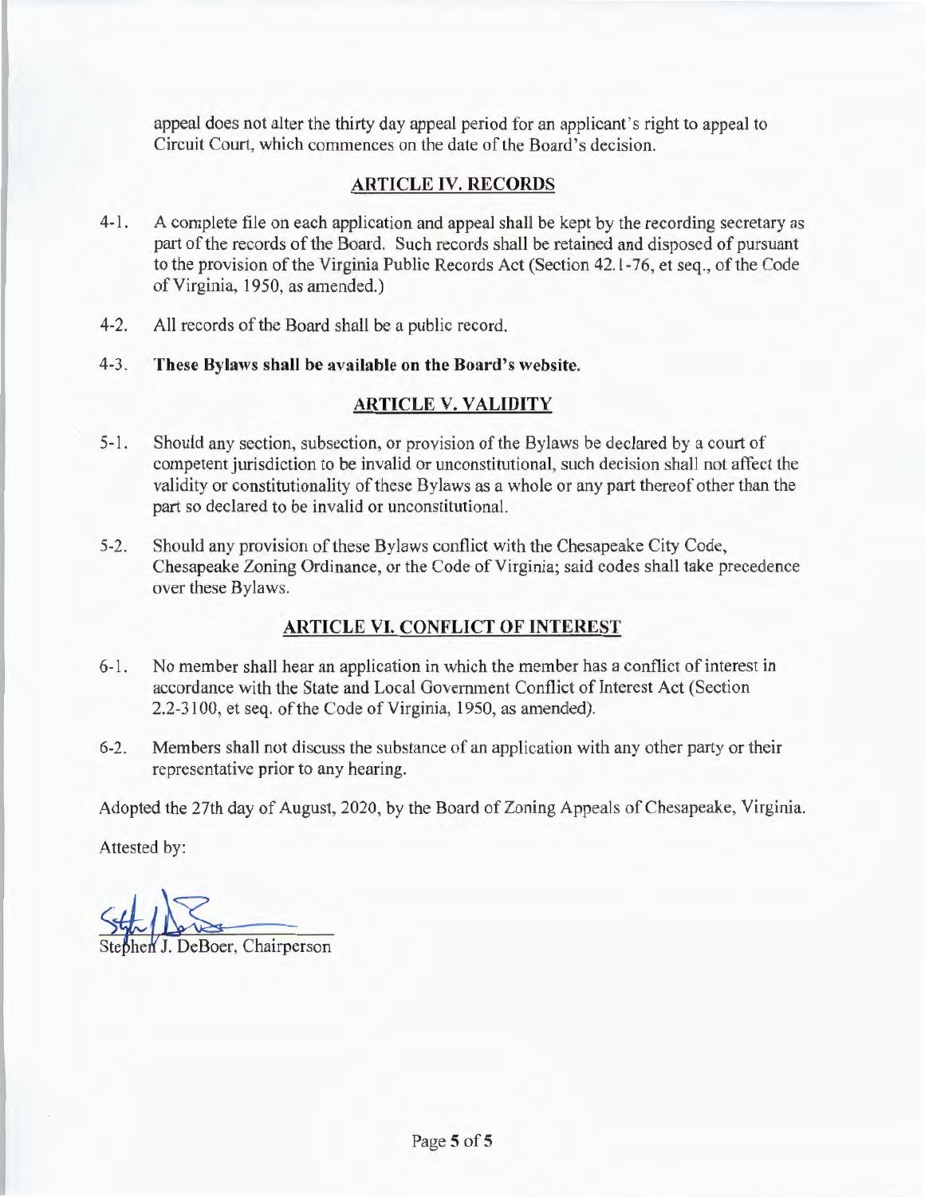appeal does not alter the thirty day appeal period for an applicant's right to appeal to Circuit Court, which commences on the date of the Board's decision.

## ARTICLE IV. RECORDS

4-1. A complete file on each application and appeal shall be kept by the recording secretary as part of the records of the Board. Such records shall be retained and disposed of pursuant to the provision of the Virginia Public Records Act (Section 42.1-76, et seq., of the Code of Virginia, 1950, as amended.)

4-2. All records of the Board shall be a public record.

4-3. **These Bylaws shall be available on the Board's website.**

## ARTICLE V. VALIDITY

5-1. Should any section, subsection, or provision of the Bylaws be declared by a court of competent jurisdiction to be invalid or unconstitutional, such decision shall not affect the validity or constitutionality of these Bylaws as a whole or any part thereof other than the part so declared to be invalid or unconstitutional.

5-2. Should any provision of these Bylaws conflict with the Chesapeake City Code, Chesapeake Zoning Ordinance, or the Code of Virginia; said codes shall take precedence over these Bylaws.

## ARTICLE VI. CONFLICT OF INTEREST

6-1. No member shall hear an application in which the member has a conflict of interest in accordance with the State and Local Government Conflict of Interest Act (Section 2.2-3100, et seq. of the Code of Virginia, 1950, as amended).

6-2. Members shall not discuss the substance of an application with any other party or their representative prior to any hearing.

Adopted the 27th day of August, 2020, by the Board of Zoning Appeals of Chesapeake, Virginia.

Attested by:

Stephen J. DeBoer, Chairperson